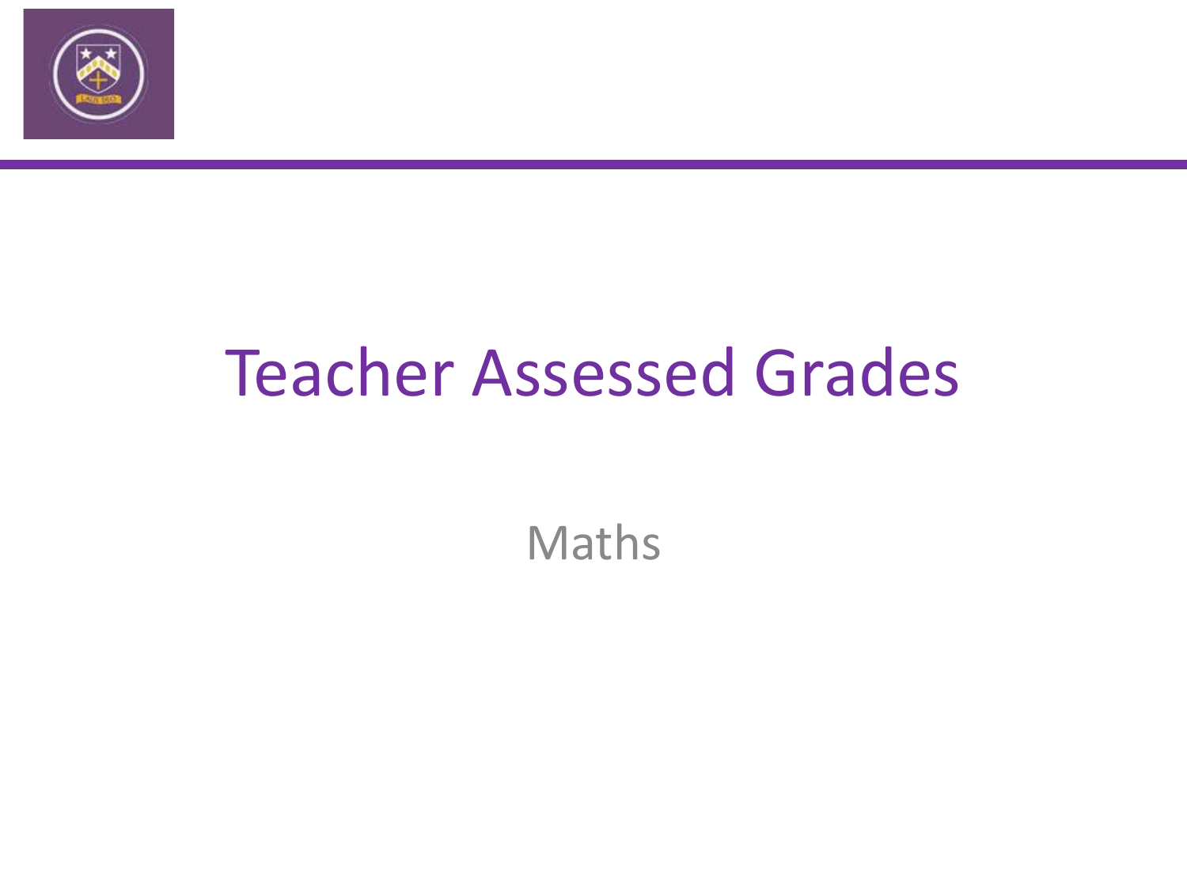# Teacher Assessed Grades

Maths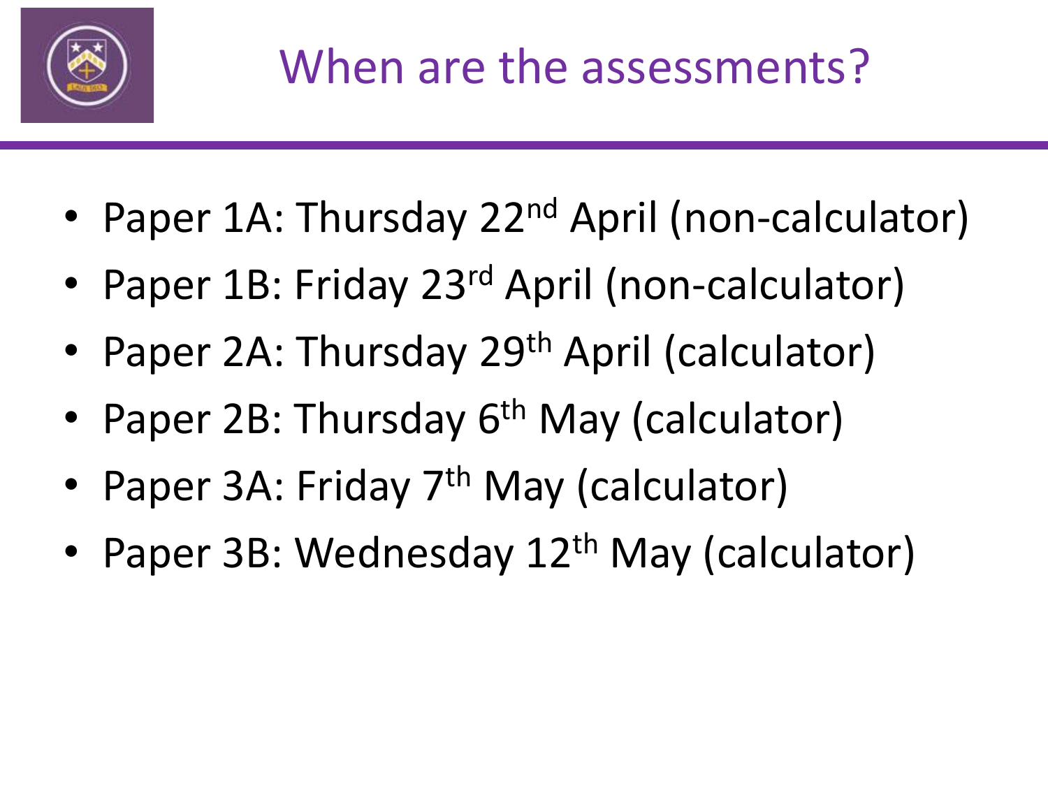# When are the assessments?

- Paper 1A: Thursday 22nd April (non-calculator)
- Paper 1B: Friday 23rd April (non-calculator)
- Paper 2A: Thursday 29th April (calculator)
- Paper 2B: Thursday 6th May (calculator)
- Paper 3A: Friday 7th May (calculator)
- Paper 3B: Wednesday 12th May (calculator)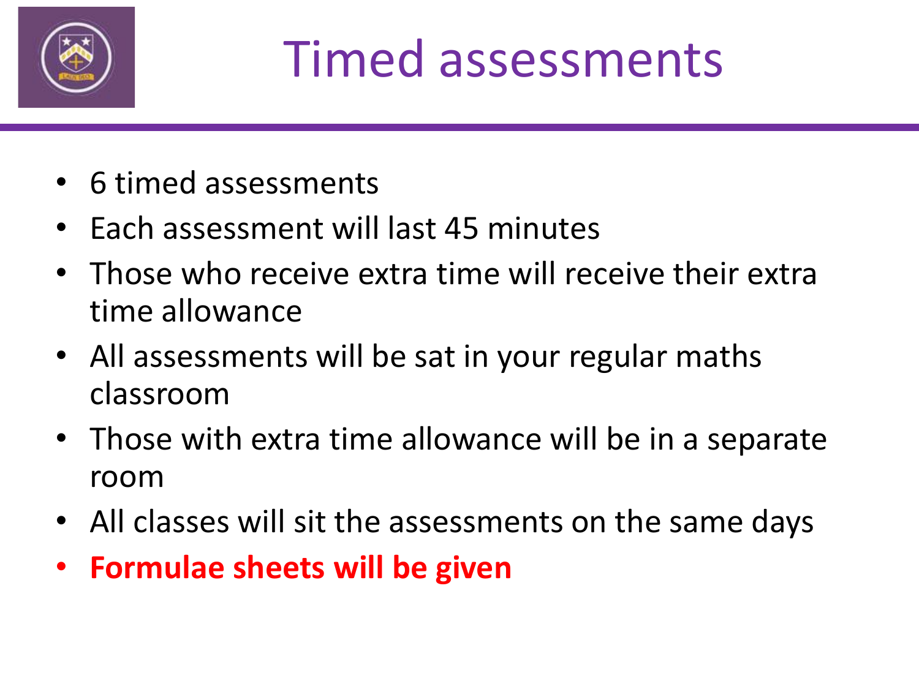# Timed assessments

- 6 timed assessments
- Each assessment will last 45 minutes
- Those who receive extra time will receive their extra time allowance
- All assessments will be sat in your regular maths classroom
- Those with extra time allowance will be in a separate room
- All classes will sit the assessments on the same days
- **Formulae sheets will be given**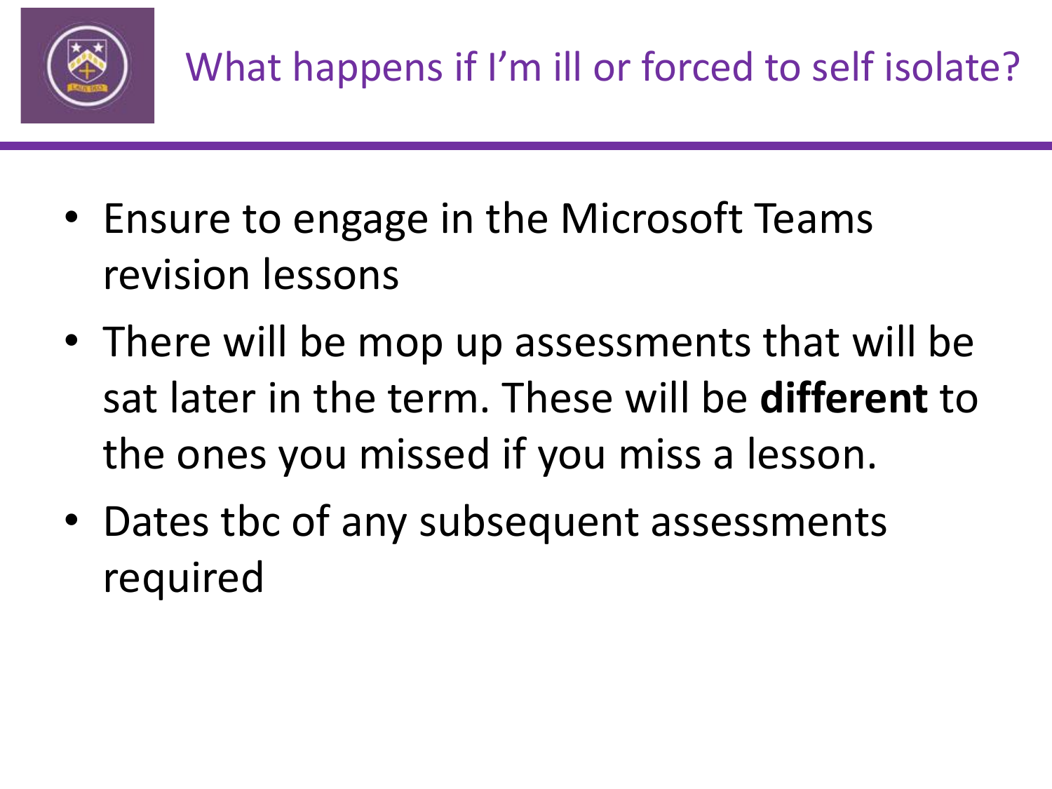# What happens if I'm ill or forced to self isolate?

- Ensure to engage in the Microsoft Teams revision lessons
- There will be mop up assessments that will be sat later in the term. These will be **different** to the ones you missed if you miss a lesson.
- Dates tbc of any subsequent assessments required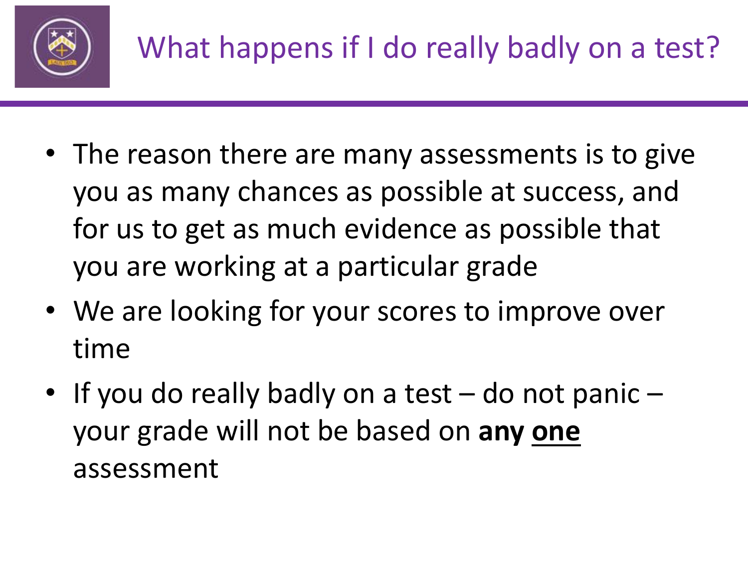# What happens if I do really badly on a test?

- The reason there are many assessments is to give you as many chances as possible at success, and for us to get as much evidence as possible that you are working at a particular grade
- We are looking for your scores to improve over time
- If you do really badly on a test – do not panic – your grade will not be based on **any <u>one</u>** assessment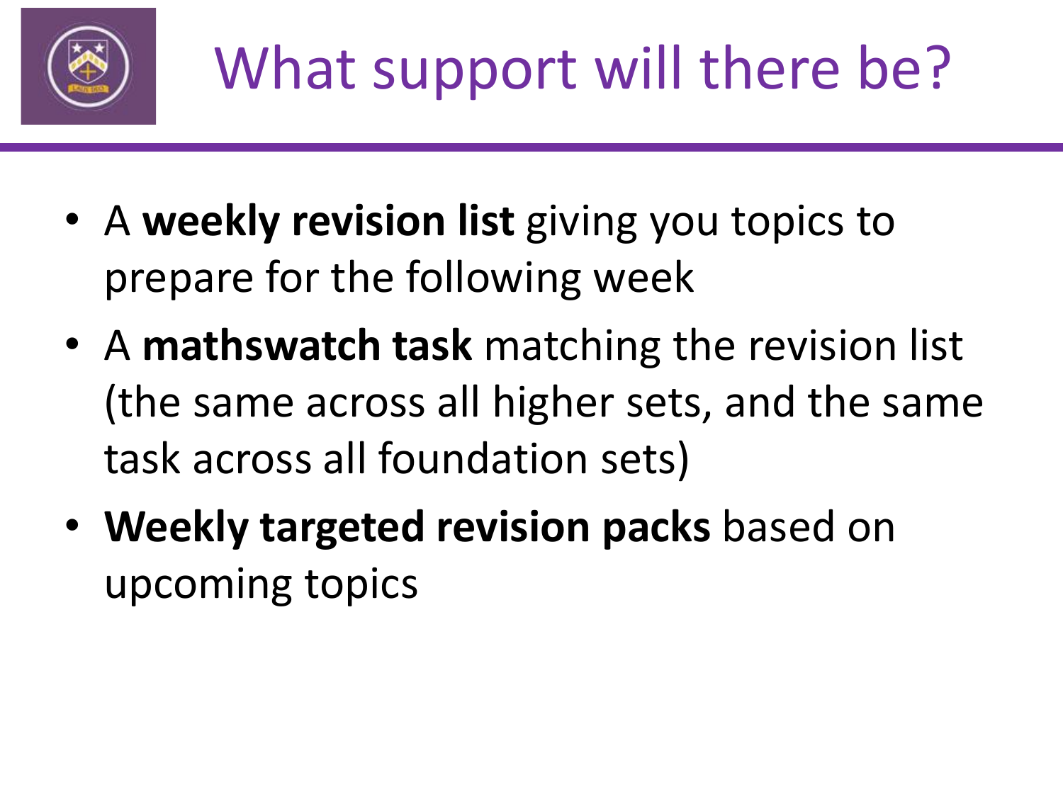# What support will there be?

- A **weekly revision list** giving you topics to prepare for the following week
- A **mathswatch task** matching the revision list (the same across all higher sets, and the same task across all foundation sets)
- **Weekly targeted revision packs** based on upcoming topics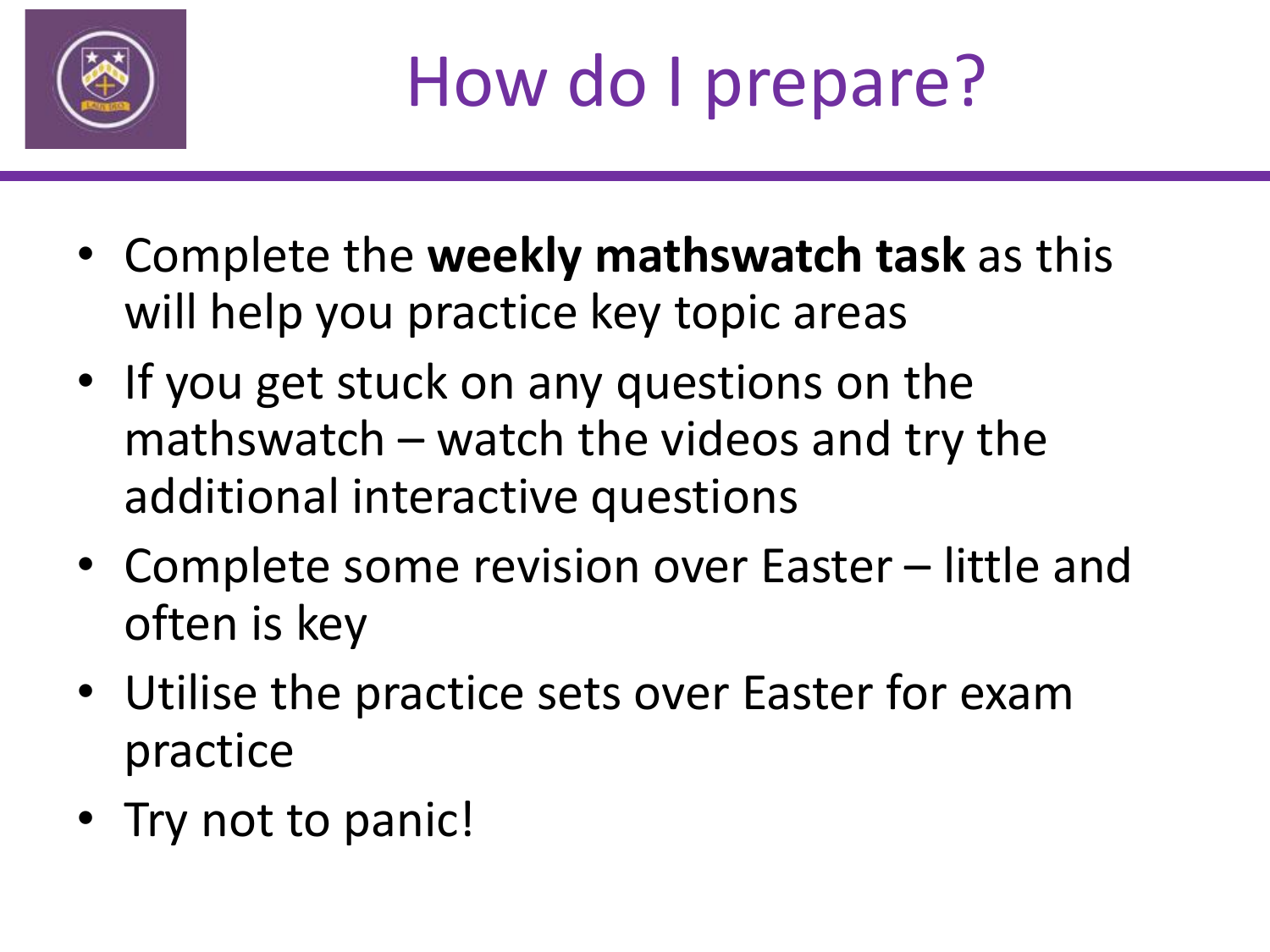# How do I prepare?

- Complete the **weekly mathswatch task** as this will help you practice key topic areas
- If you get stuck on any questions on the mathswatch – watch the videos and try the additional interactive questions
- Complete some revision over Easter – little and often is key
- Utilise the practice sets over Easter for exam practice
- Try not to panic!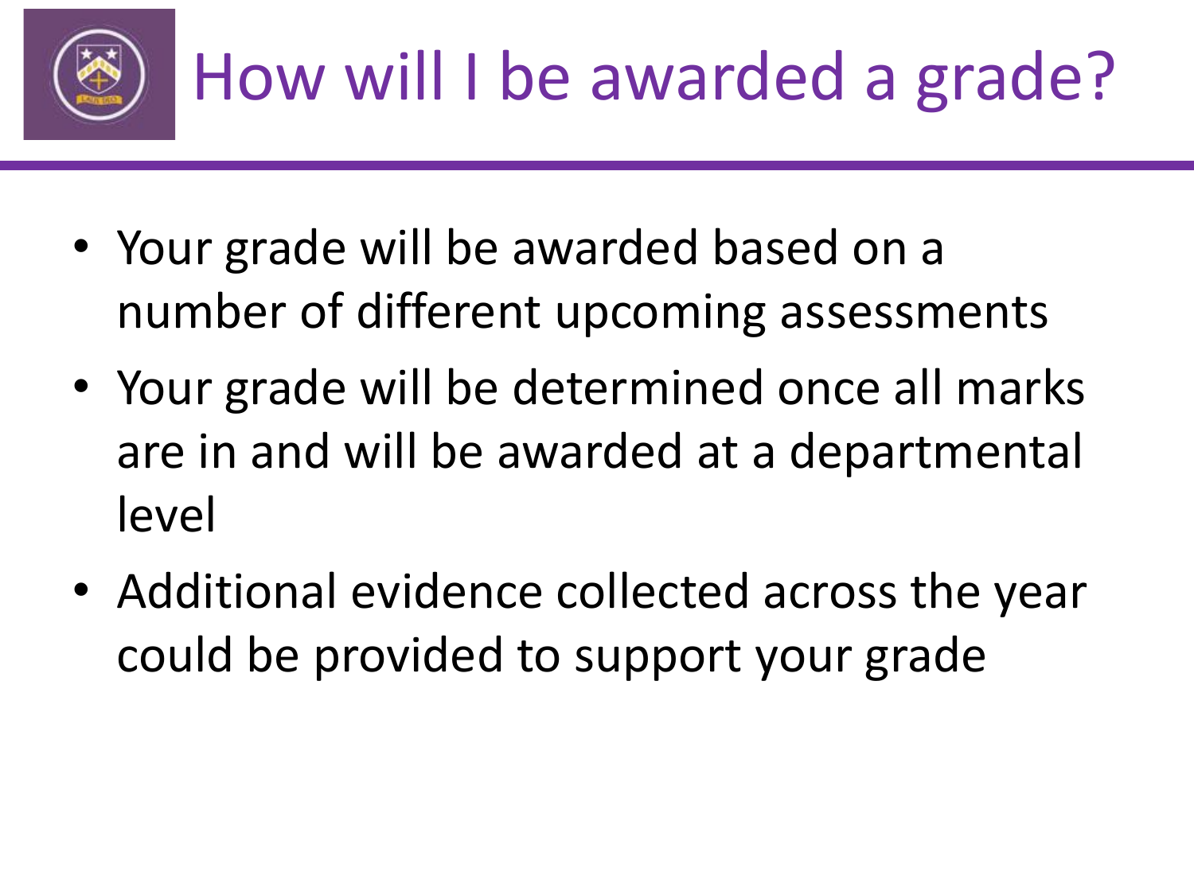# How will I be awarded a grade?

- Your grade will be awarded based on a number of different upcoming assessments
- Your grade will be determined once all marks are in and will be awarded at a departmental level
- Additional evidence collected across the year could be provided to support your grade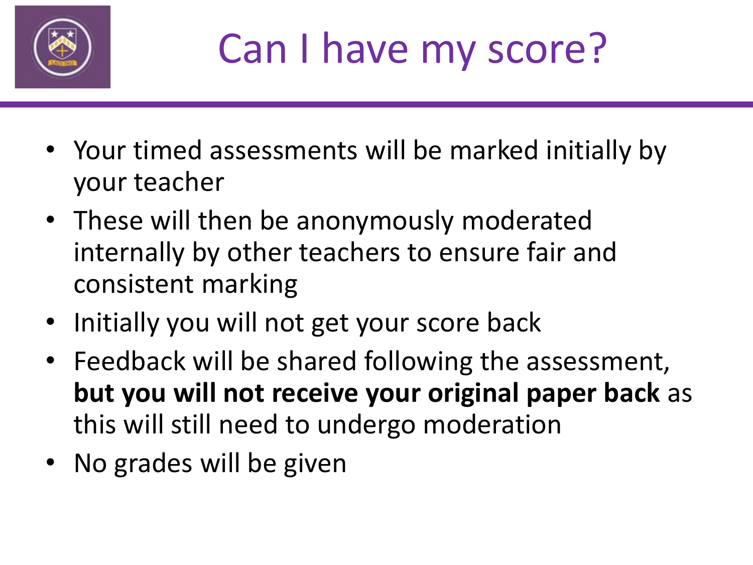# Can I have my score?

- Your timed assessments will be marked initially by your teacher
- These will then be anonymously moderated internally by other teachers to ensure fair and consistent marking
- Initially you will not get your score back
- Feedback will be shared following the assessment, **but you will not receive your original paper back** as this will still need to undergo moderation
- No grades will be given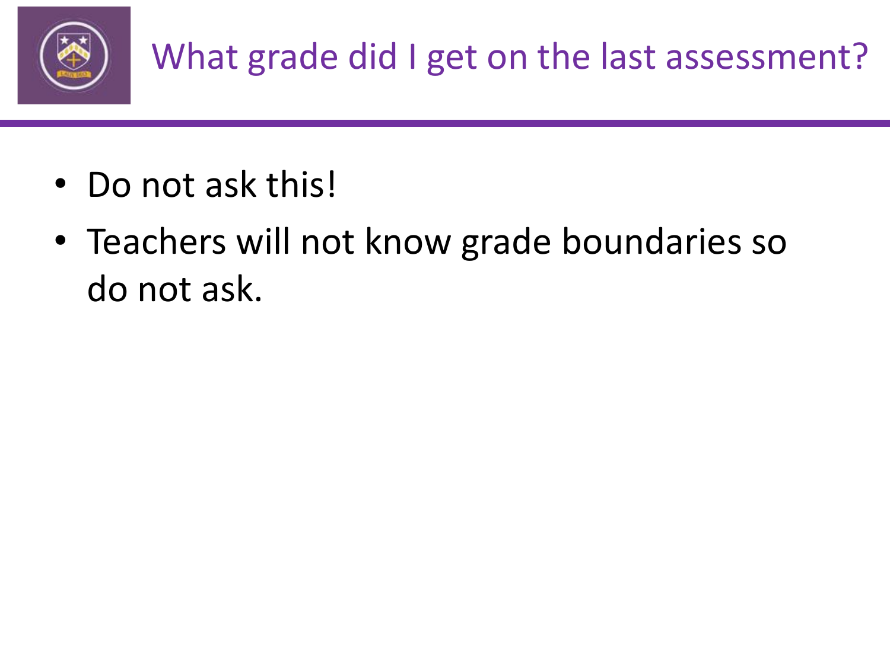# What grade did I get on the last assessment?

- Do not ask this!
- Teachers will not know grade boundaries so do not ask.